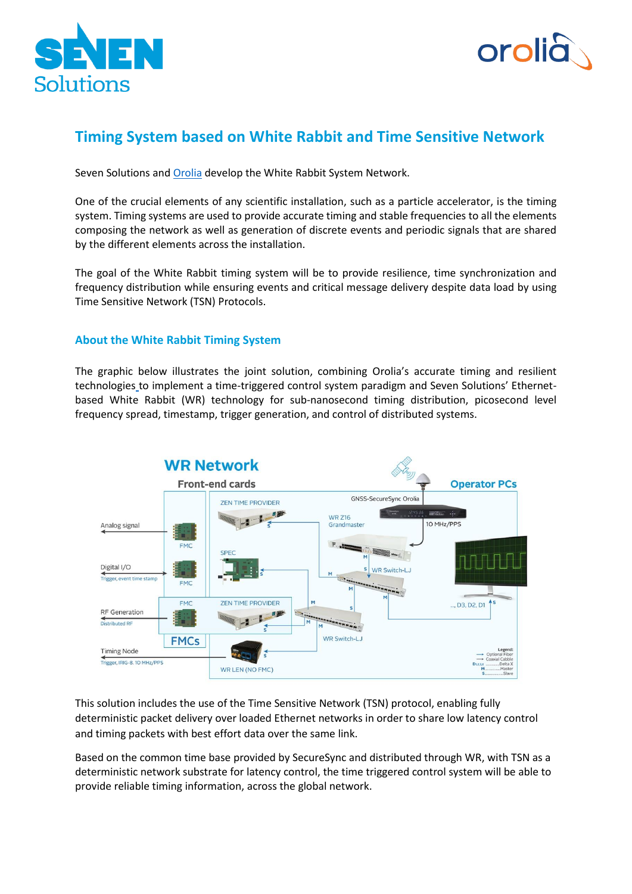# Timing System based on White Rabbit and Time Sensitive Network

Seven Solutions and Orolia develop the White Rabbit System Network.

One of the crucial elements of any scientific installation, such as a particle accelerator, is the timing system. Timing systems are used to provide accurate timing and stable frequencies to all the elements composing the network as well as generation of discrete events and periodic signals that are shared by the different elements across the installation.

The goal of the White Rabbit timing system will be to provide resilience, time synchronization and frequency distribution while ensuring events and critical message delivery despite data load by using Time Sensitive Network (TSN) Protocols.

## About the White Rabbit Timing System

The graphic below illustrates the joint solution, combining Orolia's accurate timing and resilient technologies to implement a time-triggered control system paradigm and Seven Solutions' Ethernet-based White Rabbit (WR) technology for sub-nanosecond timing distribution, picosecond level frequency spread, timestamp, trigger generation, and control of distributed systems.

WR Network
Front-end cards
Operator PCs
GNSS-SecureSync Orolia
ZEN TIME PROVIDER
WR Z16 Grandmaster
10 MHz/PPS
Analog signal
FMC
SPEC
Digital I/O
Trigger, event time stamp
FMC
WR Switch-LJ
FMC
ZEN TIME PROVIDER
RF Generation
Distributed RF
..., D3, D2, D1
FMCs
WR Switch-LJ
Timing Node
Trigger, IRIG-B, 10 MHz/PPS
WR LEN (NO FMC)
Legend:
Optional Fiber
Coaxial Cable
D1,2,3 ........Delta X
M..........Master
S..........Slave

This solution includes the use of the Time Sensitive Network (TSN) protocol, enabling fully deterministic packet delivery over loaded Ethernet networks in order to share low latency control and timing packets with best effort data over the same link.

Based on the common time base provided by SecureSync and distributed through WR, with TSN as a deterministic network substrate for latency control, the time triggered control system will be able to provide reliable timing information, across the global network.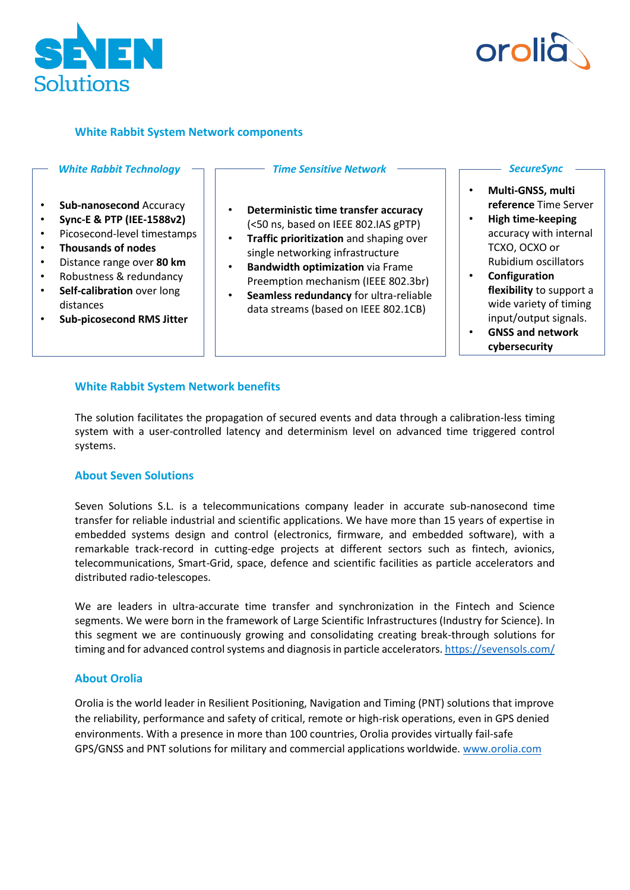## White Rabbit System Network components

### *White Rabbit Technology*

- **Sub-nanosecond** Accuracy
- **Sync-E & PTP (IEE-1588v2)**
- Picosecond-level timestamps
- **Thousands of nodes**
- Distance range over **80 km**
- Robustness & redundancy
- **Self-calibration** over long distances
- **Sub-picosecond RMS Jitter**

### *Time Sensitive Network*

- **Deterministic time transfer accuracy** (<50 ns, based on IEEE 802.IAS gPTP)
- **Traffic prioritization** and shaping over single networking infrastructure
- **Bandwidth optimization** via Frame Preemption mechanism (IEEE 802.3br)
- **Seamless redundancy** for ultra-reliable data streams (based on IEEE 802.1CB)

### *SecureSync*

- **Multi-GNSS, multi reference** Time Server
- **High time-keeping** accuracy with internal TCXO, OCXO or Rubidium oscillators
- **Configuration flexibility** to support a wide variety of timing input/output signals.
- **GNSS and network cybersecurity**

## White Rabbit System Network benefits

The solution facilitates the propagation of secured events and data through a calibration-less timing system with a user-controlled latency and determinism level on advanced time triggered control systems.

## About Seven Solutions

Seven Solutions S.L. is a telecommunications company leader in accurate sub-nanosecond time transfer for reliable industrial and scientific applications. We have more than 15 years of expertise in embedded systems design and control (electronics, firmware, and embedded software), with a remarkable track-record in cutting-edge projects at different sectors such as fintech, avionics, telecommunications, Smart-Grid, space, defence and scientific facilities as particle accelerators and distributed radio-telescopes.

We are leaders in ultra-accurate time transfer and synchronization in the Fintech and Science segments. We were born in the framework of Large Scientific Infrastructures (Industry for Science). In this segment we are continuously growing and consolidating creating break-through solutions for timing and for advanced control systems and diagnosis in particle accelerators. https://sevensols.com/

## About Orolia

Orolia is the world leader in Resilient Positioning, Navigation and Timing (PNT) solutions that improve the reliability, performance and safety of critical, remote or high-risk operations, even in GPS denied environments. With a presence in more than 100 countries, Orolia provides virtually fail-safe GPS/GNSS and PNT solutions for military and commercial applications worldwide. www.orolia.com